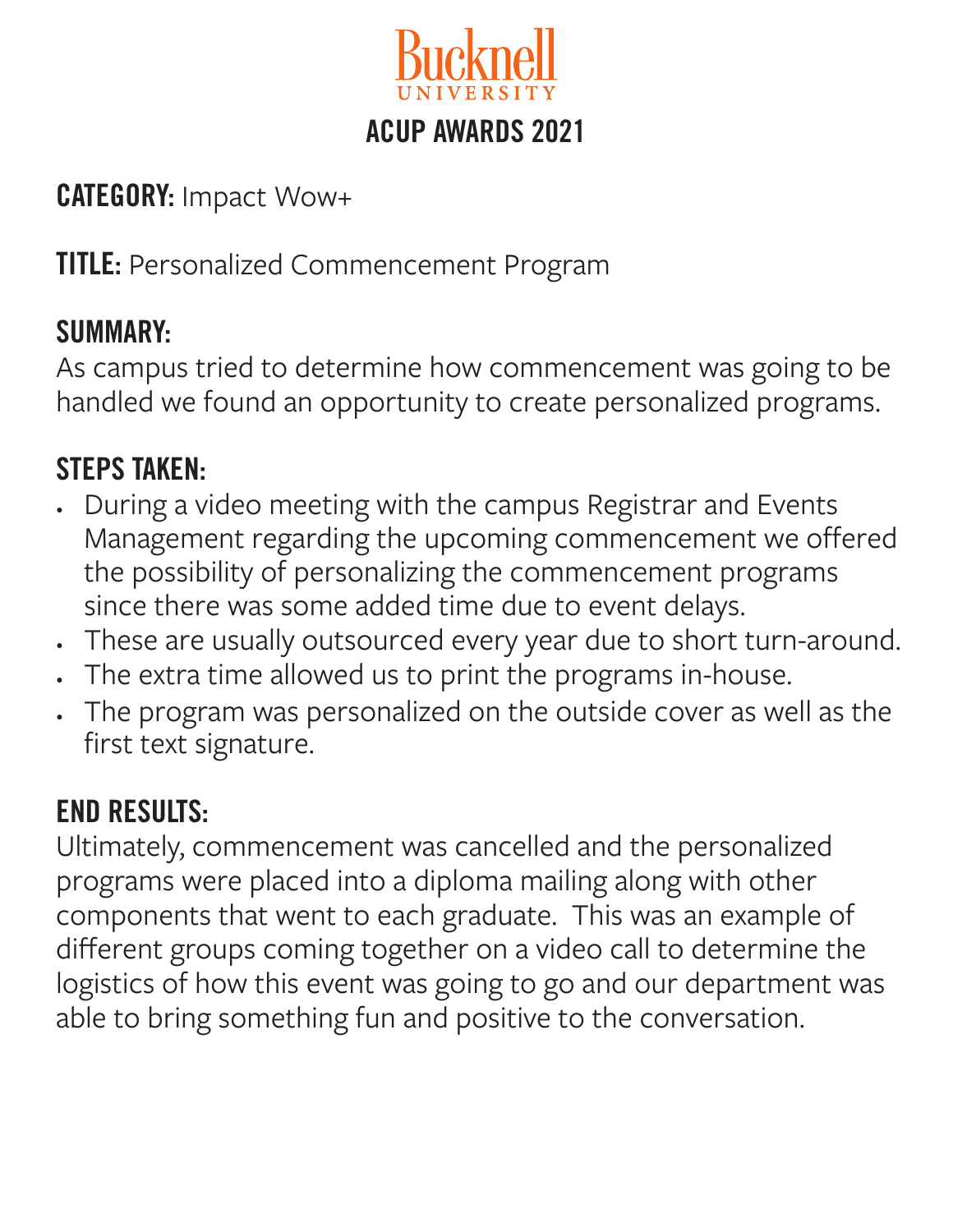# Bucknell UNIVERSITY

## ACUP AWARDS 2021

**CATEGORY:** Impact Wow+

**TITLE:** Personalized Commencement Program

## SUMMARY:

As campus tried to determine how commencement was going to be handled we found an opportunity to create personalized programs.

## STEPS TAKEN:

- During a video meeting with the campus Registrar and Events Management regarding the upcoming commencement we offered the possibility of personalizing the commencement programs since there was some added time due to event delays.
- These are usually outsourced every year due to short turn-around.
- The extra time allowed us to print the programs in-house.
- The program was personalized on the outside cover as well as the first text signature.

## END RESULTS:

Ultimately, commencement was cancelled and the personalized programs were placed into a diploma mailing along with other components that went to each graduate. This was an example of different groups coming together on a video call to determine the logistics of how this event was going to go and our department was able to bring something fun and positive to the conversation.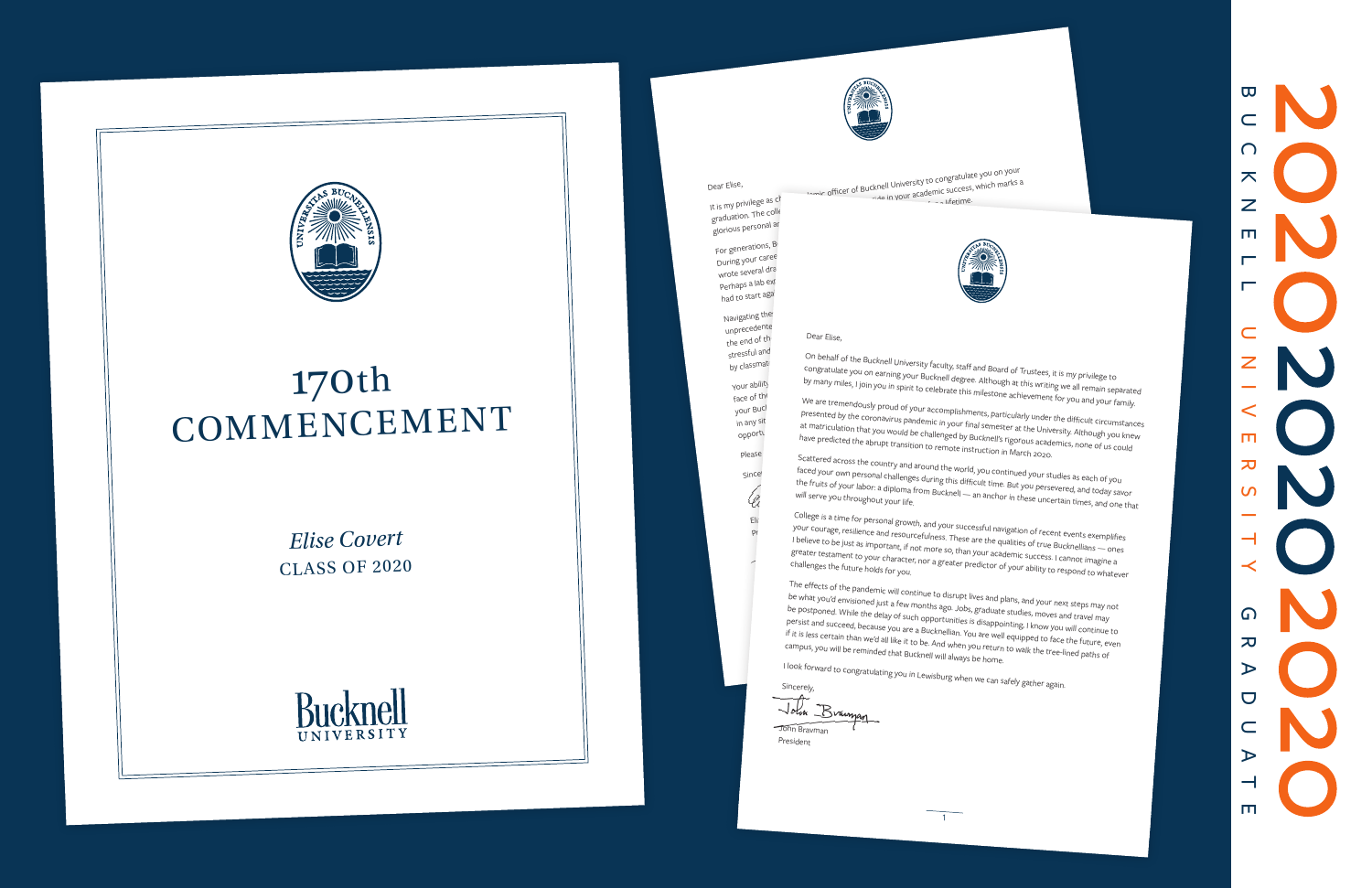# 170th COMMENCEMENT

*Elise Covert*

CLASS OF 2020

Bucknell UNIVERSITY

---

Dear Elise,

It is my privilege as ch... ...emic officer of Bucknell University to congratulate you on your graduation. The colle... ...de in your academic success, which marks a glorious personal ar... ...lifetime.

For generations, B... During your caree... wrote several dra... Perhaps a lab exp... had to start aga...

Navigating the... unprecedente... the end of th... stressful and... by classmat...

Your ability... face of th... your Buck... in any sit... opport...

Please...

Since...

---

Dear Elise,

On behalf of the Bucknell University faculty, staff and Board of Trustees, it is my privilege to congratulate you on earning your Bucknell degree. Although at this writing we all remain separated by many miles, I join you in spirit to celebrate this milestone achievement for you and your family.

We are tremendously proud of your accomplishments, particularly under the difficult circumstances presented by the coronavirus pandemic in your final semester at the University. Although you knew at matriculation that you would be challenged by Bucknell's rigorous academics, none of us could have predicted the abrupt transition to remote instruction in March 2020.

Scattered across the country and around the world, you continued your studies as each of you faced your own personal challenges during this difficult time. But you persevered, and today savor the fruits of your labor: a diploma from Bucknell — an anchor in these uncertain times, and one that will serve you throughout your life.

College is a time for personal growth, and your successful navigation of recent events exemplifies your courage, resilience and resourcefulness. These are the qualities of true Bucknellians — ones I believe to be just as important, if not more so, than your academic success. I cannot imagine a greater testament to your character, nor a greater predictor of your ability to respond to whatever challenges the future holds for you.

The effects of the pandemic will continue to disrupt lives and plans, and your next steps may not be what you'd envisioned just a few months ago. Jobs, graduate studies, moves and travel may be postponed. While the delay of such opportunities is disappointing, I know you will continue to persist and succeed, because you are a Bucknellian. You are well equipped to face the future, even if it is less certain than we'd all like it to be. And when you return to walk the tree-lined paths of campus, you will be reminded that Bucknell will always be home.

I look forward to congratulating you in Lewisburg when we can safely gather again.

Sincerely,

John Bravman
President

---

2020 2020 2020 2020

BUCKNELL UNIVERSITY GRADUATE